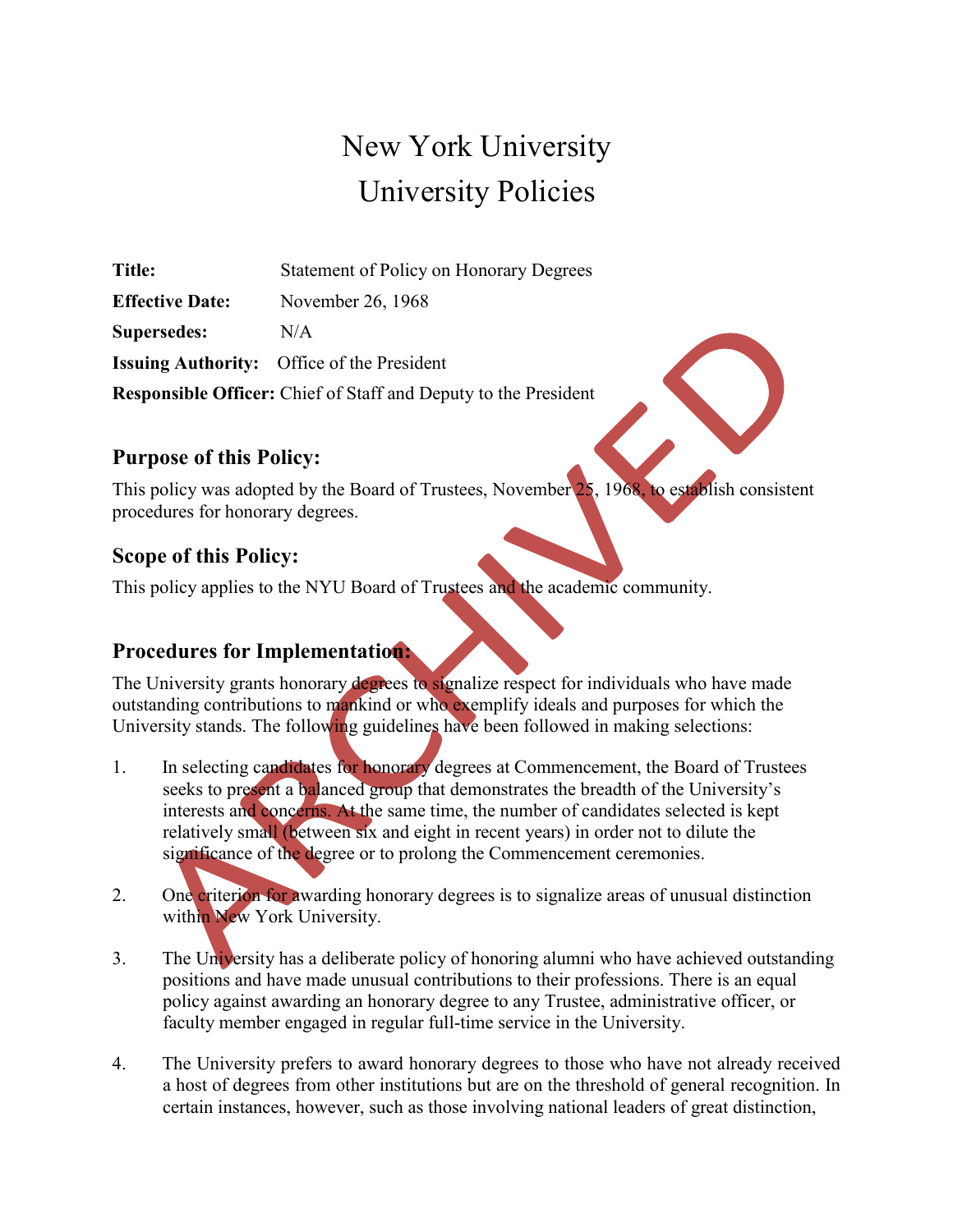# New York University
# University Policies

**Title:** Statement of Policy on Honorary Degrees

**Effective Date:** November 26, 1968

**Supersedes:** N/A

**Issuing Authority:** Office of the President

**Responsible Officer:** Chief of Staff and Deputy to the President

ARCHIVED

## Purpose of this Policy:

This policy was adopted by the Board of Trustees, November 25, 1968, to establish consistent procedures for honorary degrees.

## Scope of this Policy:

This policy applies to the NYU Board of Trustees and the academic community.

## Procedures for Implementation:

The University grants honorary degrees to signalize respect for individuals who have made outstanding contributions to mankind or who exemplify ideals and purposes for which the University stands. The following guidelines have been followed in making selections:

1. In selecting candidates for honorary degrees at Commencement, the Board of Trustees seeks to present a balanced group that demonstrates the breadth of the University's interests and concerns. At the same time, the number of candidates selected is kept relatively small (between six and eight in recent years) in order not to dilute the significance of the degree or to prolong the Commencement ceremonies.

2. One criterion for awarding honorary degrees is to signalize areas of unusual distinction within New York University.

3. The University has a deliberate policy of honoring alumni who have achieved outstanding positions and have made unusual contributions to their professions. There is an equal policy against awarding an honorary degree to any Trustee, administrative officer, or faculty member engaged in regular full-time service in the University.

4. The University prefers to award honorary degrees to those who have not already received a host of degrees from other institutions but are on the threshold of general recognition. In certain instances, however, such as those involving national leaders of great distinction,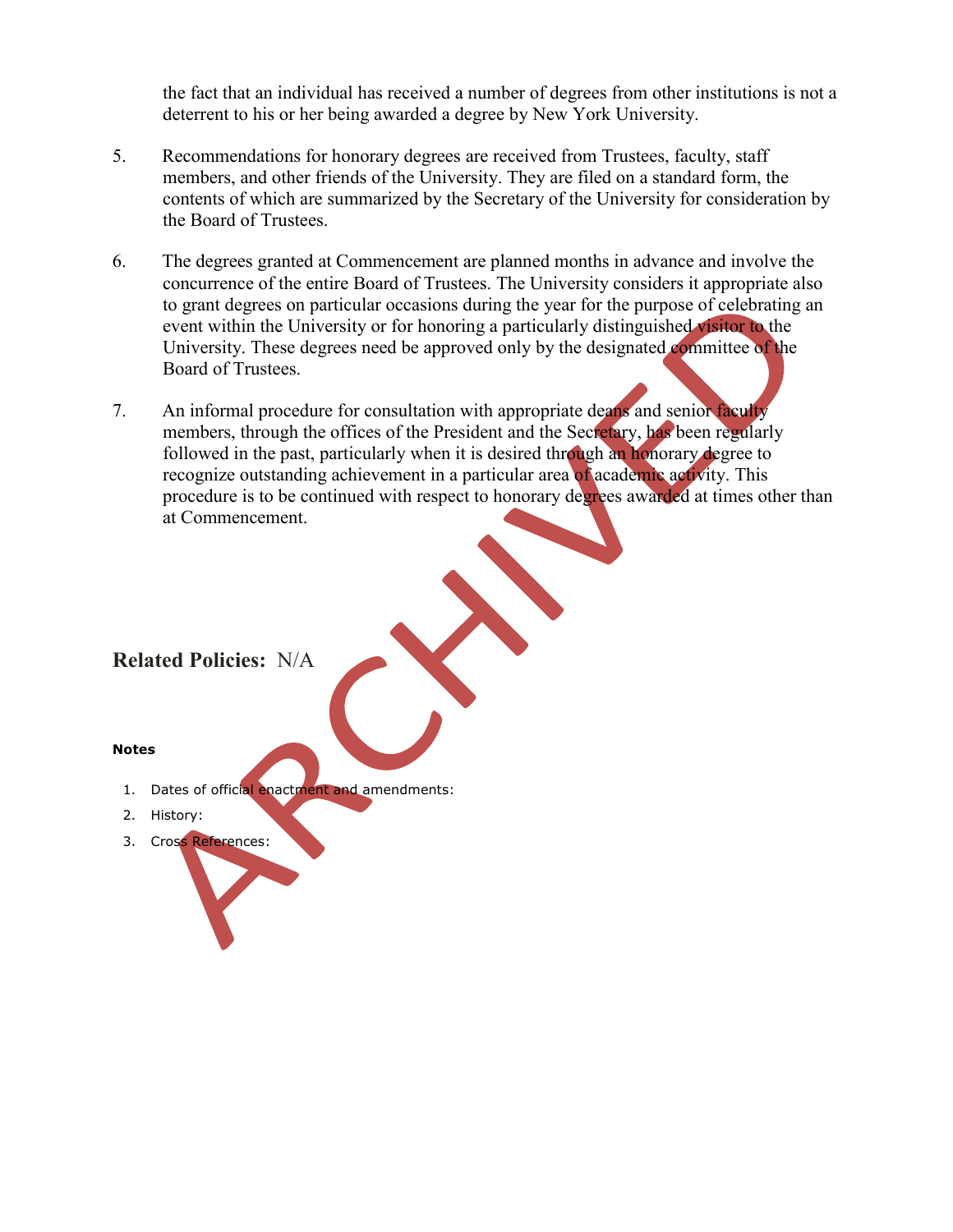the fact that an individual has received a number of degrees from other institutions is not a deterrent to his or her being awarded a degree by New York University.

5. Recommendations for honorary degrees are received from Trustees, faculty, staff members, and other friends of the University. They are filed on a standard form, the contents of which are summarized by the Secretary of the University for consideration by the Board of Trustees.

6. The degrees granted at Commencement are planned months in advance and involve the concurrence of the entire Board of Trustees. The University considers it appropriate also to grant degrees on particular occasions during the year for the purpose of celebrating an event within the University or for honoring a particularly distinguished visitor to the University. These degrees need be approved only by the designated committee of the Board of Trustees.

7. An informal procedure for consultation with appropriate deans and senior faculty members, through the offices of the President and the Secretary, has been regularly followed in the past, particularly when it is desired through an honorary degree to recognize outstanding achievement in a particular area of academic activity. This procedure is to be continued with respect to honorary degrees awarded at times other than at Commencement.

**Related Policies:** N/A

**Notes**

1. Dates of official enactment and amendments:
2. History:
3. Cross References:

ARCHIVED